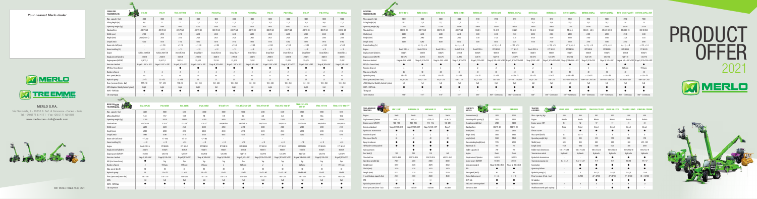*Your nearest Merlo dealer*

**MERLO S.P.A.**
Via Nazionale, 9 - 12010 S. Defendente di Cervasca - Cuneo - Italia
Tel. +39 0171 614111 - Fax +39 0171 684101
**www.merlo.com - info@merlo.com**

# PRODUCT OFFER 2021

## STABILISED TELEHANDLERS

| | P30.10 | P32.11 | P35.11 / P40 | P40.13 | P40.13 Plus | P40.17 | P40.17 Plus | P50.18 | P50.18 Plus | P60.10 | P72.10 Plus |
|---|---|---|---|---|---|---|---|---|---|---|---|
| Max. capacity (kg) | 3000 | 3000 | 3500 | 4000 | 4000 | 4000 | 4000 | 5000 | 5000 | 6000 | 7200 |
| Lifting height (m) | 9.6 | 11 | 11 | 12.5 | 12.5 | 16.5 | 16.5 | 17.5 | 17.5 | 9.6 | 9.9 |
| Operating weight (kg) | 7000 | 9000 | 9000 | 9200 | 9200 | 11050 | 11050 | 12300 | 12300 | 11600 | 12900 |
| Standard tires | 400/70-20 | 400/70-20 | 400/70-20 | 400/70-24 | 400/70-24 | 400/70-24 | 400/70-24 | 400/70-24 | 400/70-24 | 400/70-24 | 460/70-24 |
| Width (mm) | 2100 | 2310 | 2310 | 2420 | 2420 | 2420 | 2420 | 2420 | 2420 | 2420 | 2480 |
| Height (mm) | 2120 (2000 L) | 2320 | 2320 | 2420 | 2420 | 2420 | 2420 | 2420 | 2420 | 2420 | 2510 |
| Length (mm) | 4700 | 5030 | 5130 | 5950 | 5950 | 6450 | 6450 | 6750 | 6750 | 5110 | 5190 |
| Boom side shift (mm) | - | +/- 170 | +/- 170 | +/- 320 | +/- 320 | +/- 320 | +/- 320 | +/- 320 | +/- 320 | +/- 320 | +/- 320 |
| Frame levelling (%) | - | +/- 8 | +/- 8 | +/- 8 | +/- 8 | +/- 8 | +/- 8 | +/- 8 | +/- 8 | +/- 8 | +/- 8 |
| Engine | Kohler KDI 1903 TCR | Kohler KDI 1903 TCR | Deutz TCD 3.6 | Deutz TCD 3.6 | Deutz TCD 3.6 | Deutz TCD 3.6 | Deutz TCD 3.6 | Deutz TCD 3.6 | Deutz TCD 3.6 | Deutz TCD 3.6 | Deutz TCD 3.6 |
| Displacement/Cylinders | 2000/4 | 2000/4 | 3600/4 | 3600/4 | 3600/4 | 3600/4 | 3600/4 | 3600/4 | 3600/4 | 3600/4 | 3600/4 |
| Engine power (kW/HP) | 55.4/75.3 | 55.4/75.3 | 100/143 | 55.4/75 | 75/102 | 55.4/75 | 75/102 | 75/102 | 100/136 | 75/102 | 100/136 |
| Emission standard | Stage V / EPA T4F | Stage V / EPA T4F | Stage V / EPA T4F | Stage V / EPA T4F | Stage V / EPA T4F | Stage V / EPA T4F | Stage V / EPA T4F | Stage V / EPA T4F | Stage V / EPA T4F | Stage V / EPA T4F | Stage V / EPA T4F |
| EPD (Eco Power Drive) | ● | ● | ● | ● | ● | ● | ● | ● | ● | ● | ● |
| Number of speed | 2 | 2 | 2 | 2 | 2 | 2 | 2 | 2 | 2 | 2 | 2 |
| Max. speed (km/h) | 40 | 33 | 40 | 33 | 40 | 33 | 40 | 40 | 40 | 40 | 40 |
| Hydraulic pump | LS+FS | LS+FS | LS+FS | LS | LS | LS | LS | LS | LS | LS | LS+FS |
| Flow / pressure (l/min - bar) | 117 / 210 | 117 / 210 | 150 / 210 | 100 / 210 | 150 / 210 | 100 / 210 | 150 / 210 | 100 / 210 | 150 / 210 | 150 / 210 | 150 / 210 |
| ASCS (Adaptive Stability Control System) | Light | Light | Light | Full | Full | Full | Full | Full | Full | Full | Full |
| ROPS - FOPS Cab | ● | ● | ● | ● | ● | ● | ● | ● | ● | ● | ● |
| Cab suspension | ● | ● | ● | ● | ● | ● | ● | ● | ● | ● | ● |

## ROTATING TELEHANDLERS

| | ROTO 40.16 S | ROTO 40.16 S Plus | ROTO 40.18 | ROTO 40.18 S Plus | ROTO 45.21 | ROTO 50.21 S | ROTO 50.21 S Plus | ROTO 50.26 S | ROTO 50.26 S Plus | ROTO 40.30 MCSS | ROTO 45.30 | ROTO 50.30 | ROTO 50.35 | ROTO 70.28 |
|---|---|---|---|---|---|---|---|---|---|---|---|---|---|---|
| Max. capacity (kg) | 4000 | 4000 | 4000 | 4000 | 4950 | 4950 | 4950 | 4950 | 4950 | 4000 | 4500 | 5000 | 5000 | 7000 |
| Lifting height (m) | 15.8 | 15.8 | 17.2 | 17.7 | 21 | 21 | 21 | 25.9 | 25.9 | 25.0 | 25.2 | 26.2 | 30 | 28 |
| Standard tires | 400/70-20 | 400/70-20 | 400/70-20 | 400/70-20 | 18-22.5 | 18-22.5 | 18-22.5 | 18-22.5 | 18-22.5 | 18-22.5 | 445/65-22.5 | 445/65-22.5 | 445/65-22.5 | 445/80-25 |
| Frame levelling (%) | - | - | +/- 12 | +/- 12 | +/- 12 | +/- 12 | +/- 12 | +/- 12 | +/- 12 | +/- 12 | +/- 12 | +/- 12 | +/- 12 | +/- 12 |
| Engine | Deutz TCD 3.6 | Deutz TCD 3.6 | Deutz TCD 3.6 | Deutz TCD 3.6 | FPT NEF45 | FPT NEF45 | FPT NEF45 | Deutz TCD 3.6 | FPT NEF45 | FPT NEF45 | FPT NEF45 | FPT NEF45 | FPT NEF45 | FPT NEF45 |
| Number of speed | 2 | 2 | 2 | 2 | 2 | 2 | 2 | 2 | 2 | 2 | 2 | 2 | CVTronic | CVTronic |
| Max. speed (km/h) | 25 | 40 | 25 | 40 | 40 | 25 | 40 | 25 | 40 | 40 | 40 | 40 | 40 | 40 |
| Hydraulic pump | LS + FS | LS + FS | LS + FS | LS + FS | LS + FS | 2 + LS + FS | 2 + LS + FS | LS + FS | 2 + LS + FS | 2 + LS + FS | 2 + LS + FS | 2 + LS + FS | 2 + LS + FS | 2 + LS + FS |
| ASCS (Adaptive Stability Control System) | Full | Full | Full | Full | Full | Full | Full | Full | Full | Full | Full | Full | Full | Full |
| ROPS - FOPS Cab | ● | ● | ● | ● | ● | ● | ● | ● | ● | ● | ● | ● | ● | ● |
| Tilting cab | | | | | ● | ● | ● | ● | ● | ● | ● | ● | ● | ● |
| Turret rotation | 400° | 400° | 400° | 400° | 400° | 360° - Continuous | 360° - Continuous | 400° | 360° - Continuous | 360° - Continuous | 360° - Continuous | 360° - Continuous | 360° - Continuous | 360° - Continuous |

## HIGH CAPACITY TELEHANDLERS

| | P72.10 PLUS | P95.10HM | P101.10HM | P120.10HM | TF42.7CS-170 | TF42.7CS-170-CVT | TF50.8T-170-CVT | TF50.8TCS-170 | TF65.9T-170-HF | TF65.9TCS-170-HF | TF65.9T-170-CVT |
|---|---|---|---|---|---|---|---|---|---|---|---|
| Max. capacity (kg) | 7200 | 9500 | 10000 | 12000 | 4200 | 4200 | 5000 | 5000 | 6500 | 6500 | 6500 |
| Lifting height (m) | 9.9 | 9.9 | 9.8 | 9.8 | 7.0 | 7.0 | 8.0 | 8.0 | 8.7 | 8.7 | 8.7 |
| Engine | Deutz TCD 3.6 | FPT NEF45 | FPT NEF45 | FPT NEF45 | FPT NEF45 | FPT NEF45 | FPT NEF45 | FPT NEF45 | FPT NEF45 | FPT NEF45 | FPT NEF45 |
| Number of speed | 2 | CVTronic | CVTronic | CVTronic | 2 | CVTronic | CVTronic | 2 | 2 | CVTronic | 2 |
| Max. speed (km/h) | 40 | 40 | 40 | 40 | 40 | 40 | 40 | 40 | 40 | 40 | 40 |
| ASCS | Full | Full | Full | Full | Full | Full | Full | Full | Full | Full | Full |
| ROPS - FOPS Cab | ● | ● | ● | ● | ● | ● | ● | ● | ● | ● | ● |
| Cab suspension | ● | ● | ● | ● | ● | ● | ● | ● | ● | ● | ● |

## TOOL-HANDLING TRACTORS

| | MM135M | MM135HM-CS | MM160M-CS | MM160CS |
|---|---|---|---|---|
| Engine | Deutz | Deutz | Deutz | Deutz |
| Number of speed | 2 | 2 | 2 | 2 |
| Max. speed (km/h) | 40 | 40 | 40 | 40 |
| Hydraulic pump lubrication | ● | ● | ● | ● |
| Cab suspension | ● | ● | ● | ● |

## CONCRETE MIXERS

| | DBM 2500 | DBM 3500 |
|---|---|---|
| Drum volume (l) | 3000 | 5000 |
| Concrete yield capacity (l) | 2500 | 3500 |
| Operating weight (kg) | 6500 | 7200 |
| Engine | Deutz | Deutz |
| Number of speed | 2 | 2 |
| Max. speed (km/h) | 40 | 40 |
| ROPS Cab | ● | ● |

## TRACKED CARRIERS

| | CINGO M400 | CINGO M8.3 | CINGO M12.3 | CINGO M8.3PLUS | CINGO M12.3 PLUS | CINGO M25 | CINGO M700 |
|---|---|---|---|---|---|---|---|
| Max. capacity (kg) | 400 | 500 | 800 | 800 | 1200 | 1200 | 2500 |
| Engine | Honda | Honda | Kubota | Kubota | Kubota | Kubota | Kubota |
| Fuel | Petrol | Petrol | Diesel | Diesel | Diesel | Diesel | Diesel |
| Oscillating tracks | ● | ● | ● | ● | ● | ● | ● |
| Self-levelling | - | - | ● | ● | ● | ● | ● |
| Hydraulic pump | Hydraulic | Hydraulic | Hydraulic | Hydraulic | Hydraulic | Hydraulic | Hydraulic |

MKT MERLO RANGE A3 03 0121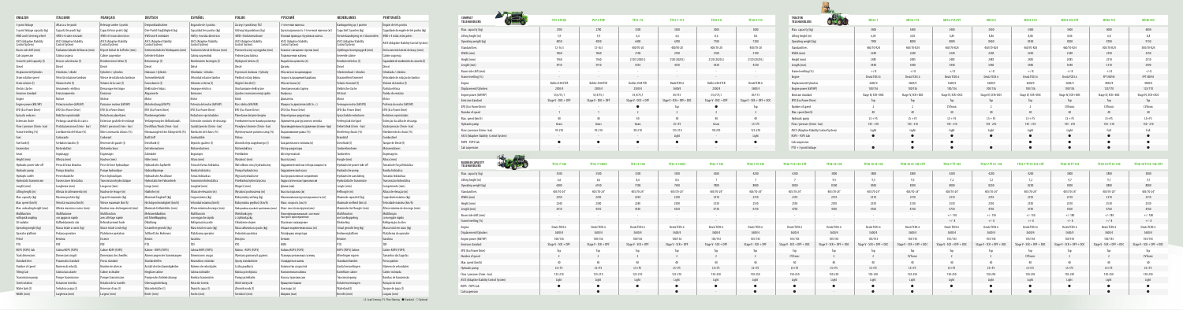| ENGLISH | ITALIANO | FRANÇAIS | DEUTSCH | ESPAÑOL | POLSKI | РУССКИЙ | NEDERLANDS | PORTUGUÊS |
|---|---|---|---|---|---|---|---|---|
| 3-point linkage | Attacco a tre punti | Relevage arrière 3 points | Dreipunktkraftheber | Enganche de 3 puntos | Układ zawieszenia TUZ | 3-точечная навеска | Hefinrichting | Engate de três pontos |
| 3-point linkage capacity (kg) | Capacità tre punti (kg) | Capacité de relevage (kg) | Hubkraft Dreipunkt (kg) | Capacidad enganche (kg) | Udźwig TUZ (kg) | Грузоподъемность 3-точечной навески (кг) | Hefcapaciteit (kg) | Capacidade do engate (kg) |
| 4WD and 4 steering wheel | 4WD e 4 ruote sterzanti | 4RM et 4 roues directrices | Allrad und Allradlenkung | 4WD y 4 ruedas directrices | 4WD i 4 koła skrętne | Полный привод и 4 управляемых колеса | Vierwielaandrijving en 4 wielbesturing | 4WD e 4 rodas direcionais |
| ASCS (Adaptive Stability Control System) | ASCS (Adaptive Stability Control System) | ASCS (Adaptive Stability Control System) | ASCS (Adaptive Stability Control System) | ASCS (Adaptive Stability Control System) | ASCS (Adaptive Stability Control System) | ASCS (Adaptive Stability Control System) | ASCS (Adaptive Stability Control System) | ASCS (Adaptive Stability Control System) |
| Automatic shuttle (Ind.) | Inversore automatico | Inverseur automatique | Automatische Wendeschaltung | Inversor automático | Automatyczny rewers | Автоматический реверс | Automatische omkeerschakeling | Inversor automático |
| Boom side shift (mm) | Traslazione laterale braccio (mm) | Déport latéral de flèche (mm) | Seitenverschiebung Ausleger (mm) | Desplazamiento lateral brazo (mm) | Przesuw boczny wysięgnika (mm) | Боковое смещение стрелы (мм) | Zijdelingse verschuiving giek (mm) | Deslocamento lateral da lança (mm) |
| Cab suspension | Cabina sospesa | Cabine suspendue | Gefederte Kabine | Cabina suspendida | Amortyzowana kabina | Подвеска кабины | Geveerde cabine | Cabine suspensa |
| Crossover yield capacity (t) | Resa oraria (t) | Rendement (t) | Leistung (t) | Rendimiento (t) | Wydajność (t) | Производительность (т) | Rendement (t) | Rendimento (t) |
| Diesel | Diesel | Diesel | Diesel | Diésel | Diesel | Дизель | Diesel | Diesel |
| Displacement (cylinders) | Cilindrata (cilindri) | Cylindrée (cylindres) | Hubraum (Zylinder) | Cilindrada (cilindros) | Pojemność (cylindry) | Объем двигателя (цилиндры) | Cilinderinhoud (cilinders) | Cilindrada (cilindros) |
| Drum rotation speed | Velocità rotazione tamburo | Vitesse de rotation du tambour | Trommeldrehzahl | Velocidad de rotación del tambor | Prędkość obrotowa bębna | Скорость вращения барабана | Rotatiesnelheid trommel | Velocidade de rotação do tambor |
| Drum volume (m³) | Volume tamburo (m³) | Volume du tambour (m³) | Trommelvolumen (m³) | Volumen del tambor (m³) | Pojemność bębna (m³) | Объем барабана (м³) | Trommelinhoud (m³) | Volume do tambor (m³) |
| Electric shutter | Chiusura elettrica | Fermeture électrique | Elektrischer Verschluss | Cierre eléctrico | Zamknięcie elektryczne | Электрический затвор | Elektrische sluiting | Fecho elétrico |
| Emission standard | Normativa emissioni | Norme d'émission | Abgasnorm | Normativa de emisiones | Norma emisji | Экологический класс | Emissienorm | Norma de emissões |
| Engine | Motore | Moteur | Motor | Motor | Silnik | Двигатель | Motor | Motor |
| Engine power (kW/HP) | Potenza motore (kW/CV) | Puissance moteur (kW/CH) | Motorleistung (kW/PS) | Potencia motor (kW/CV) | Moc silnika (kW/KM) | Мощность двигателя (кВт/л.с.) | Motorvermogen (kW/pk) | Potência do motor (kW/CV) |
| EPD (Eco Power Drive) | EPD (Eco Power Drive) | EPD (Eco Power Drive) | EPD (Eco Power Drive) | EPD (Eco Power Drive) | EPD (Eco Power Drive) | EPD (Eco Power Drive) | EPD (Eco Power Drive) | EPD (Eco Power Drive) |
| Epicyclic reducers | Riduttori epicicloidali | Réducteurs épicycloïdaux | Planetengetriebe | Reductores epicicloidales | Przekładnie planetarne | Планетарные редукторы | Planetaire reductoren | Redutores epicicloidais |
| Extension drum | Prolunga tamburo | Rallonge du tambour | Trommelverlängerung | Prolongación del tambor | Przedłużenie bębna | Удлинитель барабана | Trommelverlenging | Extensão do tambor |
| Flow / pressure (l/min - bar) | Portata / pressione (l/min - bar) | Débit / pression (l/min - bar) | Fördermenge / Druck (l/min - bar) | Caudal / presión (l/min - bar) | Wydajność / ciśnienie (l/min - bar) | Расход / давление (л/мин - бар) | Debiet / druk (l/min - bar) | Caudal / pressão (l/min - bar) |
| Frame leveling (%) | Livellamento telaio (%) | Correction de dévers (%) | Rahmennivellierung (%) | Nivelación del chasis (%) | Poziomowanie ramy (%) | Выравнивание рамы (%) | Chassisnivellering (%) | Nivelamento do chassis (%) |
| Fuel | Carburante | Carburant | Kraftstoff | Combustible | Paliwo | Топливо | Brandstof | Combustível |
| Fuel tank (l) | Serbatoio carburante (l) | Réservoir de carburant (l) | Kraftstofftank (l) | Depósito de combustible (l) | Zbiornik paliwa (l) | Топливный бак (л) | Brandstoftank (l) | Depósito de combustível (l) |
| Geometries | Geometrie | Géométries | Geometrien | Geometrías | Geometria | Геометрия | Geometrieën | Geometrias |
| Gears | Marce | Rapports | Gänge | Marchas | Biegi | Передачи | Versnellingen | Velocidades |
| Height (mm) | Altezza (mm) | Hauteur (mm) | Höhe (mm) | Altura (mm) | Wysokość (mm) | Высота (мм) | Hoogte (mm) | Altura (mm) |
| Hydraulic power take off | Presa di forza idraulica | Prise de force hydraulique | Hydraulischer Zapfwellenantrieb | Toma de fuerza hidráulica | Hydrauliczny WOM | Гидравлический вал отбора мощности | Hydraulische aftakas | Tomada de força hidráulica |
| Hydraulic pump | Pompa idraulica | Pompe hydraulique | Hydraulikpumpe | Bomba hidráulica | Pompa hydrauliczna | Гидравлический насос | Hydraulische pomp | Bomba hidráulica |
| Hydraulic outlet | Presa idraulica | Prise hydraulique | Hydraulikanschluss | Toma hidráulica | Wyjście hydrauliczne | Гидравлический выход | Hydraulische aansluiting | Tomada hidráulica |
| Hydrostatic transmission | Trasmissione idrostatica | Transmission hydrostatique | Hydrostatisches Getriebe | Transmisión hidrostática | Przekładnia hydrostatyczna | Гидростатическая трансмиссия | Hydrostatische transmissie | Transmissão hidrostática |
| Length (mm) | Lunghezza (mm) | Longueur (mm) | Länge (mm) | Longitud (mm) | Długość (mm) | Длина (мм) | Lengte (mm) | Comprimento (mm) |
| Lifting height (m) | Altezza di sollevamento (m) | Hauteur de levage (m) | Hubhöhe (m) | Altura de elevación (m) | Wysokość podnoszenia (m) | Высота подъема (м) | Hefhoogte (m) | Altura de elevação (m) |
| Max. capacity (kg) | Portata massima (kg) | Capacité maximale (kg) | Max. Tragfähigkeit (kg) | Capacidad máxima (kg) | Maks. udźwig (kg) | Максимальная грузоподъемность (кг) | Max. hefvermogen (kg) | Capacidade máxima (kg) |
| Max. speed (km/h) | Velocità massima (km/h) | Vitesse maximale (km/h) | Höchstgeschwindigkeit (km/h) | Velocidad máxima (km/h) | Maks. prędkość (km/h) | Макс. скорость (км/ч) | Maximale snelheid (km/u) | Velocidade máxima (km/h) |
| Max. unloading height (mm) | Altezza massima di scarico (mm) | Hauteur max. de déchargement (mm) | Max. Entladehöhe (mm) | Altura máxima de descarga (mm) | Maks. wysokość rozładunku (mm) | Макс. высота выгрузки (мм) | Maximale loshoogte (mm) | Altura máxima de descarga (mm) |
| Multifunction self-propelled scoping | Sollevatore telescopico multifunzione | Chargeur télescopique multifonction | Multifunktions-Teleskoplader | Manipulador telescópico multifunción | Wielofunkcyjna ładowarka teleskopowa | Многофункциональный телескопический погрузчик | Multifunctionele verreiker | Manipulador telescópico multifunções |
| Oil coolers | Radiatori olio | Refroidisseurs d'huile | Ölkühler | Radiadores de aceite | Chłodnice oleju | Масляные радиаторы | Oliekoelers | Radiadores de óleo |
| Operating weight (kg) | Peso operativo (kg) | Poids opérationnel (kg) | Betriebsgewicht (kg) | Peso operativo (kg) | Masa robocza (kg) | Эксплуатационная масса (кг) | Bedrijfsgewicht (kg) | Peso operacional (kg) |
| Operator platform | Piattaforma operatore | Plateforme opérateur | Bedienerplattform | Plataforma del operador | Platforma operatora | Платформа оператора | Bedieningsplatform | Plataforma do operador |
| Petrol | Benzina | Essence | Benzin | Gasolina | Benzyna | Бензин | Benzine | Gasolina |
| PTO | PTO | PDF | Zapfwelle | TDF | WOM | ВОМ | Aftakas | TDF |
| ROPS-FOPS Cab | Cabina ROPS-FOPS | Cabine ROPS-FOPS | Kabine ROPS-FOPS | Cabina ROPS-FOPS | Kabina ROPS-FOPS | Кабина ROPS-FOPS | Cabine ROPS-FOPS | Cabine ROPS-FOPS |
| Track dimensions | Dimensioni cingoli | Dimensions des chenilles | Abmessungen Raupen | Dimensiones orugas | Wymiary gąsienic | Размеры гусеничных лент | Afmetingen rupsen | Tamanho das lagartas |
| Standard tyres | Pneumatici standard | Pneus standard | Standardreifen | Neumáticos estándar | Opony standardowe | Стандартные шины | Standaard banden | Pneus padrão |
| Number of speeds | Numero di velocità | Nombre de vitesses | Anzahl der Geschwindigkeiten | Número de velocidades | Liczba prędkości | Количество скоростей | Aantal snelheden | Número de velocidades |
| Tilting Cab | Cabina ribaltabile | Cabine basculante | Kippbare Kabine | Cabina abatible | Kabina uchylna | Откидная кабина | Kantelbare cabine | Cabine basculante |
| Transmission pump | Pompa trasmissione | Pompe de transmission | Getriebepumpe | Bomba de transmisión | Pompa przekładni | Насос трансмиссии | Transmissiepomp | Bomba da transmissão |
| Turret rotation | Rotazione torretta | Rotation de la tourelle | Drehung des Oberwagens | Rotación de la torreta | Obrót wieżyczki | Вращение башни | Rotatie draaikrans | Rotação da torre |
| Water tank (l) | Serbatoio acqua (l) | Réservoir d'eau (l) | Wassertank (l) | Depósito de agua (l) | Zbiornik wody (l) | Бак для воды (л) | Watertank (l) | Depósito de água (l) |
| Width (mm) | Larghezza (mm) | Largeur (mm) | Breite (mm) | Anchura (mm) | Szerokość (mm) | Ширина (мм) | Breedte (mm) | Largura (mm) |

## COMPACT TELEHANDLERS

| | P25.4PLUS | P27.6PLUS | TH3.7G | TH3.7 PLUS | TH5.8 | TH5.8 STE |
|---|---|---|---|---|---|---|
| Max. capacity (kg) | 2500 | 2700 | 3000 | 3000 | 3500 | 3500 |
| Lifting height (m) | 3,9 | 5,9 | 6,6 | 6,6 | 8,6 | 8,6 |
| Operating weight (kg) | 4800 | 4950 | 5300 | 5400 | 7300 | 7300 |
| Standard tyres | 12-16.5 | 12-16.5 | 400/70-20 | 400/70-20 | 400/70-20 | 400/70-20 |
| Width (mm) | 1860 | 1860 | 2100 | 2100 | 2100 | 2100 |
| Height (mm) | 1960 | 1960 | 2150 (2200 L) | 2150 (2025 L) | 2125 (2025 L) | 2125 (2025 L) |
| Length (mm) | 3910 | 3910 | 4220 | 4220 | 4320 | 4320 |
| Boom side shift (mm) | – | – | – | – | – | – |
| Frame leveling (%) | – | – | – | – | – | – |
| Engine | Kohler 2504TCR | Kohler 2504TCR | Kohler 2504TCR | Deutz TCD3.6 | Kohler 2504TCR | Deutz TCD3.6 |
| Displacement (cylinders) | 2500/4 | 2500/4 | 2500/4 | 3600/4 | 2500/4 | 3600/4 |
| Engine power (kW/HP) | 55.4/75.3 | 55.4/75.3 | 55.4/75.3 | 85/117 | 55.4/75.3 | 85/117 |
| Emission standard | Stage V - EGR + DPF | Stage V - EGR + DPF | Stage V - EGR + DPF | Stage V - SCR + DPF | Stage V - EGR + DPF | Stage V - SCR + DPF + DOC |
| EPD (Eco Power Drive) | – | – | – | – | – | – |
| Number of speeds | 1 | 1 | 2 | 2 | 2 | 2 |
| Max. speed (km/h) | 25 | 25 | 40 | 40 | 40 | 40 |
| Hydraulic pump | Gears | Gears | Gears | LS+FS | Gears | LS+FS |
| Flow / pressure (l/min - bar) | 90-210 | 90-210 | 90-210 | 125-210 | 90-210 | 125-210 |
| ASCS (Adaptive Stability Control System) | – | – | – | Light | – | Light |
| ROPS - FOPS Cab | ● | ● | ● | ● | ● | ● |
| Cab suspension | – | – | – | – | – | – |

## TRACTOR TELEHANDLERS

| | MF40.7 | MF40.7 CS | MF40.7CS EVT | MF40.9 | MF40.9 CS | MF40.9CS EVT | MF40.7S | MF40.9S |
|---|---|---|---|---|---|---|---|---|
| Max. capacity (kg) | 4000 | 4000 | 4000 | 4000 | 4000 | 4000 | 4000 | 4000 |
| Lifting height (m) | 6,8 | 6,8 | 6,8 | 8,8 | 8,8 | 8,8 | 6,8 | 8,8 |
| Operating weight (kg) | 7900 | 8000 | 8000 | 8000 | 8100 | 8100 | 7900 | 8100 |
| Standard tyres | 460/70-R24 | 460/70-R24 | 460/70-R24 | 460/70-R24 | 460/70-R24 | 460/70-R24 | 460/70-R24 | 460/70-R24 |
| Width (mm) | 2240 | 2240 | 2240 | 2240 | 2240 | 2240 | 2240 | 2240 |
| Height (mm) | 2385 | 2385 | 2385 | 2385 | 2385 | 2385 | 2385 | 2385 |
| Length (mm) | 5080 | 5080 | 5080 | 5440 | 5440 | 5440 | 5080 | 5440 |
| Boom side shift (mm) | – | – | – | – | – | – | – | – |
| Frame leveling (%) | +/-8 | +/-8 | +/-8 | +/-8 | +/-8 | +/-8 | +/-8 | +/-8 |
| Engine | Deutz TCD3.6 | Deutz TCD3.6 | Deutz TCD3.6 | Deutz TCD3.6 | Deutz TCD3.6 | Deutz TCD3.6 | FPT N45 | FPT N45 |
| Displacement (cylinders) | 3600/4 | 3600/4 | 3600/4 | 3600/4 | 3600/4 | 3600/4 | 4500/4 | 4500/4 |
| Engine power (kW/HP) | 100/136 | 100/136 | 100/136 | 100/136 | 100/136 | 100/136 | 125/170 | 125/170 |
| Emission standard | Stage V - SCR + DPF | Stage V - SCR + DPF | Stage V - SCR + DPF | Stage V - SCR + DPF | Stage V - SCR + DPF | Stage V - SCR + DPF | Stage V - SCR + DPF | Stage V - SCR + DPF |
| EPD (Eco Power Drive) | Top | Top | Top | Top | Top | Top | Top | Top |
| Number of speeds | 2 | 2 | CVTronic | 2 | 2 | CVTronic | 2 | 2 |
| Max. speed (km/h) | 40 | 40 | 40 | 40 | 40 | 40 | 40 | 40 |
| Hydraulic pump | LS + FS | LS + FS | LS + FS | LS + FS | LS + FS | LS + FS | LS + FS | LS + FS |
| Flow / pressure (l/min - bar) | 145 - 210 | 145 - 210 | 145 - 210 | 145 - 210 | 145 - 210 | 145 - 210 | 150 - 210 | 150 - 210 |
| ASCS (Adaptive Stability Control System) | Light | Light | Light | Light | Light | Light | Full | Full |
| ROPS - FOPS Cab | ● | ● | ● | ● | ● | ● | ● | ● |
| Cab suspension | – | – | – | – | – | – | – | – |
| PTO + 3-point linkage | ● | ● | ● | ● | ● | ● | ● | ● |

## MEDIUM CAPACITY TELEHANDLERS

| | TH6.7 | TH6.7 EVO | TH6.9 | TH6.9 EVO | TH7.10 | TH7.10 EVO | TH8.7 | TH8.7 EVO | TH8.9 | TH8.9 EVO | TH9.7 | TH9.7 EVO | TH8.10 | TH8.10 EVO |
|---|---|---|---|---|---|---|---|---|---|---|---|---|---|---|
| Max. capacity (kg) | 3500 | 3500 | 3500 | 3500 | 4000 | 4000 | 4200 | 4200 | 4200 | 4200 | 4300 | 4300 | 4200 | 4200 |
| Lifting height (m) | 6,6 | 6,6 | 8,6 | 8,6 | 7 | 7 | 9,5 | 9,5 | 7,2 | 7,2 | 7,2 | 7,2 | 9,7 | 9,7 |
| Operating weight (kg) | 6900 | 6950 | 7200 | 7500 | 7800 | 8000 | 8000 | 8200 | 8000 | 8300 | 8200 | 8300 | 8800 | 8800 |
| Standard tyres | 400/70-24" | 400/70-24" | 400/70-24" | 400/70-24" | 400/70-24" | 400/70-24" | 400/70-24" | 400/70-24" | 400/70-24" | 400/70-24" | 400/70-24" | 400/70-24" | 400/70-24" | 400/70-24" |
| Width (mm) | 2250 | 2250 | 2250 | 2250 | 2250 | 2250 | 2250 | 2250 | 2370 | 2370 | 2370 | 2370 | 2370 | 2370 |
| Height (mm) | 2300 | 2300 | 2300 | 2300 | 2300 | 2300 | 2300 | 2300 | 2300 | 2300 | 2300 | 2300 | 2300 | 2300 |
| Length (mm) | 4310 | 4310 | 4510 | 4510 | 4510 | 4510 | 4760 | 4760 | 4760 | 4760 | 4760 | 4760 | 4760 | 4760 |
| Boom side shift (mm) | – | – | – | – | – | – | – | – | +/-150 | +/-150 | +/-150 | +/-150 | +/-150 | +/-150 |
| Frame leveling (%) | – | – | – | – | – | – | – | – | +/-8 | +/-8 | +/-8 | +/-8 | +/-8 | +/-8 |
| Engine | Deutz TCD3.6 | Deutz TCD3.6 | Deutz TCD3.6 | Deutz TCD3.6 | Deutz TCD3.6 | Deutz TCD3.6 | Deutz TCD3.6 | Deutz TCD3.6 | Deutz TCD3.6 | Deutz TCD3.6 | Deutz TCD3.6 | Deutz TCD3.6 | Deutz TCD3.6 | Deutz TCD3.6 |
| Displacement (cylinders) | 3600/4 | 3600/4 | 3600/4 | 3600/4 | 3600/4 | 3600/4 | 3600/4 | 3600/4 | 3600/4 | 3600/4 | 3600/4 | 3600/4 | 3600/4 | 3600/4 |
| Engine power (kW/HP) | 100/136 | 100/136 | 100/136 | 100/136 | 100/136 | 100/136 | 100/136 | 100/136 | 100/136 | 100/136 | 100/136 | 100/136 | 100/136 | 100/136 |
| Emission standard | Stage V - SCR + DPF | Stage V - SCR + DPF | Stage V - SCR + DPF | Stage V - SCR + DPF | Stage V - SCR + DPF | Stage V - SCR + DPF | Stage V - SCR + DPF | Stage V - SCR + DPF | Stage V - SCR + DPF | Stage V - SCR + DPF | Stage V - SCR + DPF | Stage V - SCR + DPF | Stage V - SCR + DPF | Stage V - SCR + DPF |
| EPD (Eco Power Drive) | Top | Top | Top | Top | Top | Top | Top | Top | Top | Top | Top | Top | Top | Top |
| Number of speeds | 2 | 2 | 2 | 2 | 2 | 2 | CVTronic | 2 | 2 | CVTronic | 2 | 2 | 2 | CVTronic |
| Max. speed (km/h) | 40 | 40 | 40 | 40 | 40 | 40 | 40 | 40 | 40 | 40 | 40 | 40 | 40 | 40 |
| Hydraulic pump | LS+FS | LS+FS | LS+FS | LS+FS | LS+FS | LS+FS | LS+FS | LS+FS | LS+FS | LS+FS | LS+FS | LS+FS | LS+FS | LS+FS |
| Flow / pressure (l/min - bar) | 125-210 | 125-210 | 125-210 | 125-210 | 125-210 | 125-210 | 150-210 | 150-210 | 150-210 | 150-210 | 150-210 | 150-210 | 150-210 | 150-210 |
| ASCS (Adaptive Stability Control System) | Light | Light | Light | Light | Light | Light | Light | Light | Light | Light | Light | Light | Light | Light |
| ROPS - FOPS Cab | ● | ● | ● | ● | ● | ● | ● | ● | ● | ● | ● | ● | ● | ● |
| Cab suspension | – | – | – | – | – | – | – | – | – | – | – | – | – | – |

LS: Load Sensing - FS: Flow Sharing - ● Standard - ○ Optional